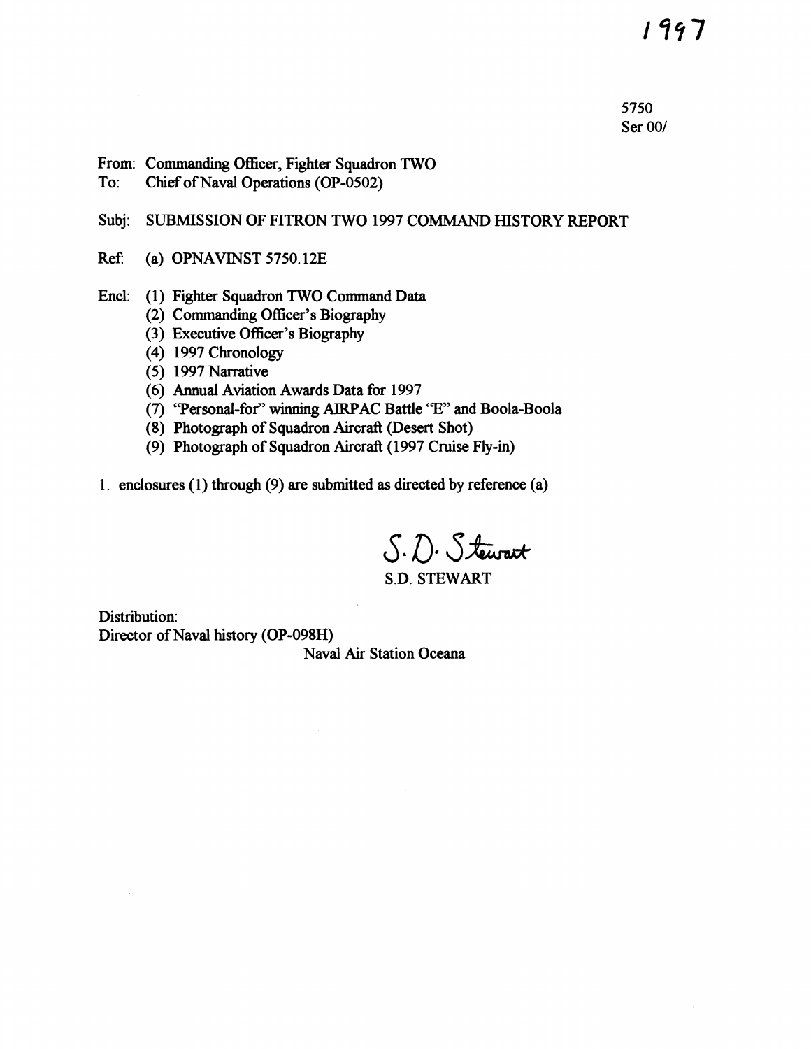1997

5750
Ser 00/

From: Commanding Officer, Fighter Squadron TWO
To: Chief of Naval Operations (OP-0502)

Subj: SUBMISSION OF FITRON TWO 1997 COMMAND HISTORY REPORT

Ref: (a) OPNAVINST 5750.12E

Encl: (1) Fighter Squadron TWO Command Data
(2) Commanding Officer's Biography
(3) Executive Officer's Biography
(4) 1997 Chronology
(5) 1997 Narrative
(6) Annual Aviation Awards Data for 1997
(7) "Personal-for" winning AIRPAC Battle "E" and Boola-Boola
(8) Photograph of Squadron Aircraft (Desert Shot)
(9) Photograph of Squadron Aircraft (1997 Cruise Fly-in)

1. enclosures (1) through (9) are submitted as directed by reference (a)

S.D. Stewart

S.D. STEWART

Distribution:
Director of Naval history (OP-098H)
Naval Air Station Oceana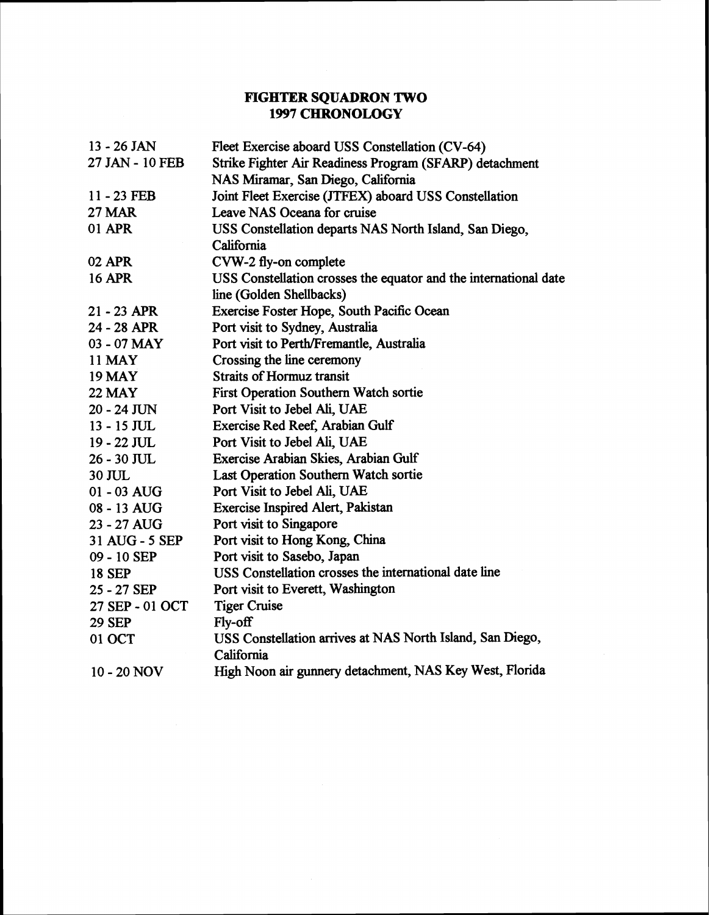# FIGHTER SQUADRON TWO
## 1997 CHRONOLOGY

| | |
|---|---|
| 13 - 26 JAN | Fleet Exercise aboard USS Constellation (CV-64) |
| 27 JAN - 10 FEB | Strike Fighter Air Readiness Program (SFARP) detachment NAS Miramar, San Diego, California |
| 11 - 23 FEB | Joint Fleet Exercise (JTFEX) aboard USS Constellation |
| 27 MAR | Leave NAS Oceana for cruise |
| 01 APR | USS Constellation departs NAS North Island, San Diego, California |
| 02 APR | CVW-2 fly-on complete |
| 16 APR | USS Constellation crosses the equator and the international date line (Golden Shellbacks) |
| 21 - 23 APR | Exercise Foster Hope, South Pacific Ocean |
| 24 - 28 APR | Port visit to Sydney, Australia |
| 03 - 07 MAY | Port visit to Perth/Fremantle, Australia |
| 11 MAY | Crossing the line ceremony |
| 19 MAY | Straits of Hormuz transit |
| 22 MAY | First Operation Southern Watch sortie |
| 20 - 24 JUN | Port Visit to Jebel Ali, UAE |
| 13 - 15 JUL | Exercise Red Reef, Arabian Gulf |
| 19 - 22 JUL | Port Visit to Jebel Ali, UAE |
| 26 - 30 JUL | Exercise Arabian Skies, Arabian Gulf |
| 30 JUL | Last Operation Southern Watch sortie |
| 01 - 03 AUG | Port Visit to Jebel Ali, UAE |
| 08 - 13 AUG | Exercise Inspired Alert, Pakistan |
| 23 - 27 AUG | Port visit to Singapore |
| 31 AUG - 5 SEP | Port visit to Hong Kong, China |
| 09 - 10 SEP | Port visit to Sasebo, Japan |
| 18 SEP | USS Constellation crosses the international date line |
| 25 - 27 SEP | Port visit to Everett, Washington |
| 27 SEP - 01 OCT | Tiger Cruise |
| 29 SEP | Fly-off |
| 01 OCT | USS Constellation arrives at NAS North Island, San Diego, California |
| 10 - 20 NOV | High Noon air gunnery detachment, NAS Key West, Florida |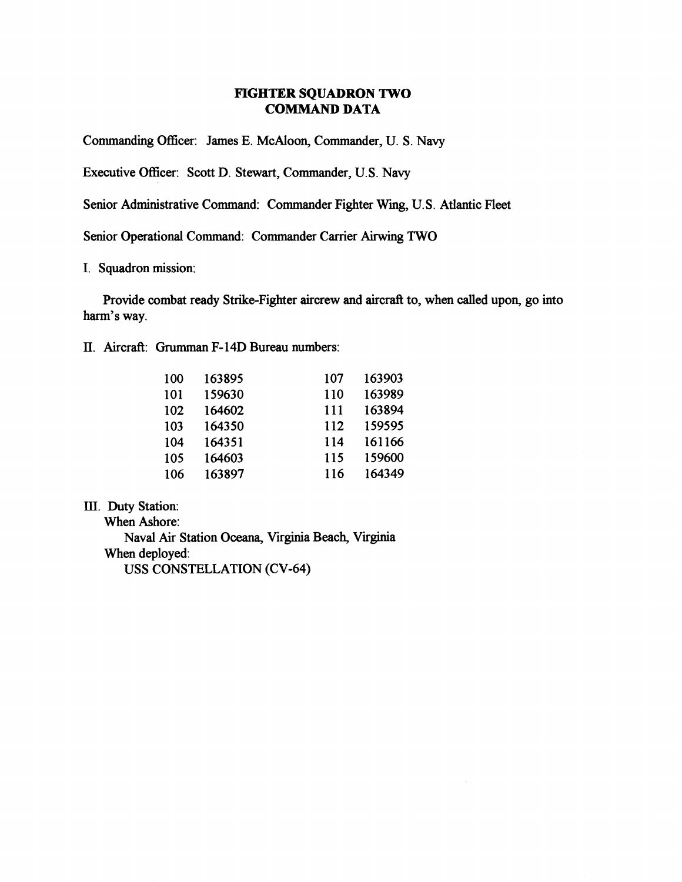# FIGHTER SQUADRON TWO
## COMMAND DATA

Commanding Officer: James E. McAloon, Commander, U. S. Navy

Executive Officer: Scott D. Stewart, Commander, U.S. Navy

Senior Administrative Command: Commander Fighter Wing, U.S. Atlantic Fleet

Senior Operational Command: Commander Carrier Airwing TWO

I. Squadron mission:

Provide combat ready Strike-Fighter aircrew and aircraft to, when called upon, go into harm's way.

II. Aircraft: Grumman F-14D Bureau numbers:

| | | | |
|---|---|---|---|
| 100 | 163895 | 107 | 163903 |
| 101 | 159630 | 110 | 163989 |
| 102 | 164602 | 111 | 163894 |
| 103 | 164350 | 112 | 159595 |
| 104 | 164351 | 114 | 161166 |
| 105 | 164603 | 115 | 159600 |
| 106 | 163897 | 116 | 164349 |

III. Duty Station:

When Ashore:

Naval Air Station Oceana, Virginia Beach, Virginia

When deployed:

USS CONSTELLATION (CV-64)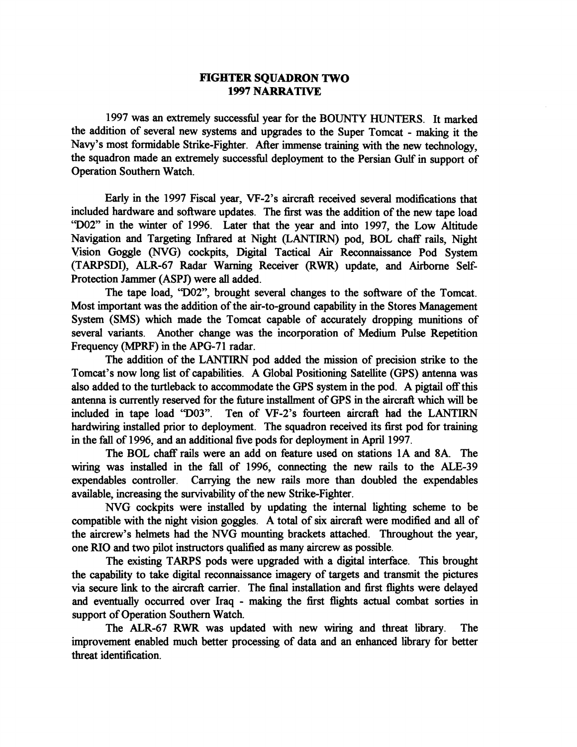# FIGHTER SQUADRON TWO
# 1997 NARRATIVE

1997 was an extremely successful year for the BOUNTY HUNTERS. It marked the addition of several new systems and upgrades to the Super Tomcat - making it the Navy's most formidable Strike-Fighter. After immense training with the new technology, the squadron made an extremely successful deployment to the Persian Gulf in support of Operation Southern Watch.

Early in the 1997 Fiscal year, VF-2's aircraft received several modifications that included hardware and software updates. The first was the addition of the new tape load "D02" in the winter of 1996. Later that the year and into 1997, the Low Altitude Navigation and Targeting Infrared at Night (LANTIRN) pod, BOL chaff rails, Night Vision Goggle (NVG) cockpits, Digital Tactical Air Reconnaissance Pod System (TARPSDI), ALR-67 Radar Warning Receiver (RWR) update, and Airborne Self-Protection Jammer (ASPJ) were all added.

The tape load, "D02", brought several changes to the software of the Tomcat. Most important was the addition of the air-to-ground capability in the Stores Management System (SMS) which made the Tomcat capable of accurately dropping munitions of several variants. Another change was the incorporation of Medium Pulse Repetition Frequency (MPRF) in the APG-71 radar.

The addition of the LANTIRN pod added the mission of precision strike to the Tomcat's now long list of capabilities. A Global Positioning Satellite (GPS) antenna was also added to the turtleback to accommodate the GPS system in the pod. A pigtail off this antenna is currently reserved for the future installment of GPS in the aircraft which will be included in tape load "D03". Ten of VF-2's fourteen aircraft had the LANTIRN hardwiring installed prior to deployment. The squadron received its first pod for training in the fall of 1996, and an additional five pods for deployment in April 1997.

The BOL chaff rails were an add on feature used on stations 1A and 8A. The wiring was installed in the fall of 1996, connecting the new rails to the ALE-39 expendables controller. Carrying the new rails more than doubled the expendables available, increasing the survivability of the new Strike-Fighter.

NVG cockpits were installed by updating the internal lighting scheme to be compatible with the night vision goggles. A total of six aircraft were modified and all of the aircrew's helmets had the NVG mounting brackets attached. Throughout the year, one RIO and two pilot instructors qualified as many aircrew as possible.

The existing TARPS pods were upgraded with a digital interface. This brought the capability to take digital reconnaissance imagery of targets and transmit the pictures via secure link to the aircraft carrier. The final installation and first flights were delayed and eventually occurred over Iraq - making the first flights actual combat sorties in support of Operation Southern Watch.

The ALR-67 RWR was updated with new wiring and threat library. The improvement enabled much better processing of data and an enhanced library for better threat identification.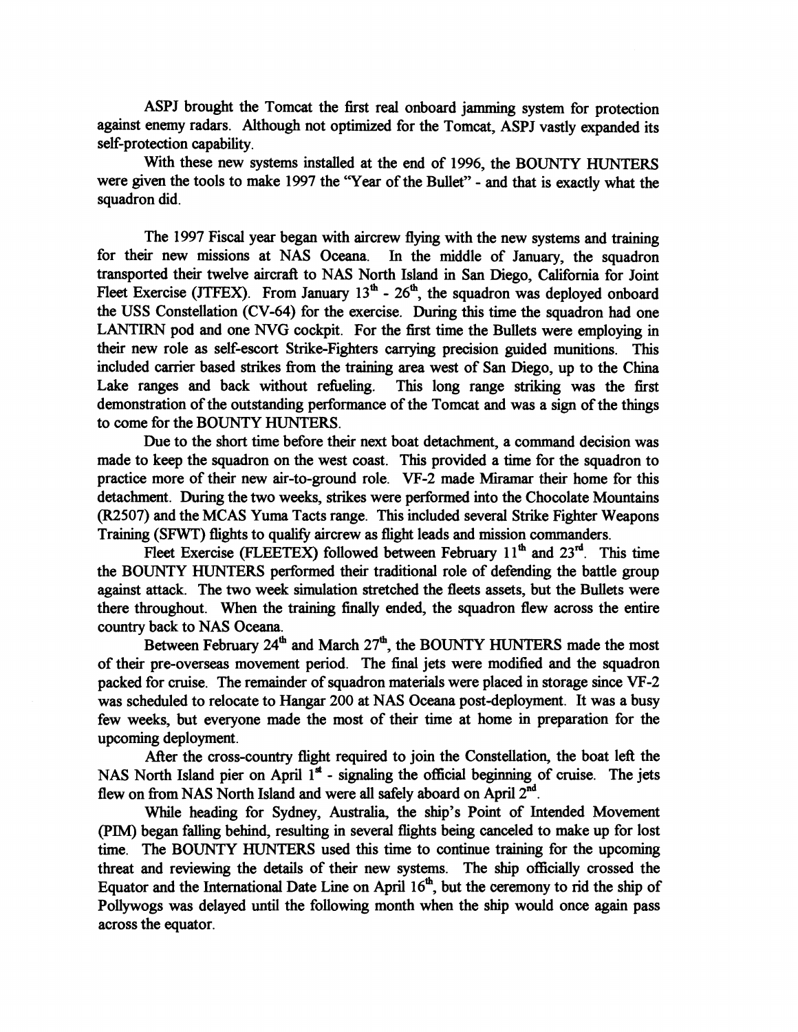ASPJ brought the Tomcat the first real onboard jamming system for protection against enemy radars. Although not optimized for the Tomcat, ASPJ vastly expanded its self-protection capability.

With these new systems installed at the end of 1996, the BOUNTY HUNTERS were given the tools to make 1997 the "Year of the Bullet" - and that is exactly what the squadron did.

The 1997 Fiscal year began with aircrew flying with the new systems and training for their new missions at NAS Oceana. In the middle of January, the squadron transported their twelve aircraft to NAS North Island in San Diego, California for Joint Fleet Exercise (JTFEX). From January 13th - 26th, the squadron was deployed onboard the USS Constellation (CV-64) for the exercise. During this time the squadron had one LANTIRN pod and one NVG cockpit. For the first time the Bullets were employing in their new role as self-escort Strike-Fighters carrying precision guided munitions. This included carrier based strikes from the training area west of San Diego, up to the China Lake ranges and back without refueling. This long range striking was the first demonstration of the outstanding performance of the Tomcat and was a sign of the things to come for the BOUNTY HUNTERS.

Due to the short time before their next boat detachment, a command decision was made to keep the squadron on the west coast. This provided a time for the squadron to practice more of their new air-to-ground role. VF-2 made Miramar their home for this detachment. During the two weeks, strikes were performed into the Chocolate Mountains (R2507) and the MCAS Yuma Tacts range. This included several Strike Fighter Weapons Training (SFWT) flights to qualify aircrew as flight leads and mission commanders.

Fleet Exercise (FLEETEX) followed between February 11th and 23rd. This time the BOUNTY HUNTERS performed their traditional role of defending the battle group against attack. The two week simulation stretched the fleets assets, but the Bullets were there throughout. When the training finally ended, the squadron flew across the entire country back to NAS Oceana.

Between February 24th and March 27th, the BOUNTY HUNTERS made the most of their pre-overseas movement period. The final jets were modified and the squadron packed for cruise. The remainder of squadron materials were placed in storage since VF-2 was scheduled to relocate to Hangar 200 at NAS Oceana post-deployment. It was a busy few weeks, but everyone made the most of their time at home in preparation for the upcoming deployment.

After the cross-country flight required to join the Constellation, the boat left the NAS North Island pier on April 1st - signaling the official beginning of cruise. The jets flew on from NAS North Island and were all safely aboard on April 2nd.

While heading for Sydney, Australia, the ship's Point of Intended Movement (PIM) began falling behind, resulting in several flights being canceled to make up for lost time. The BOUNTY HUNTERS used this time to continue training for the upcoming threat and reviewing the details of their new systems. The ship officially crossed the Equator and the International Date Line on April 16th, but the ceremony to rid the ship of Pollywogs was delayed until the following month when the ship would once again pass across the equator.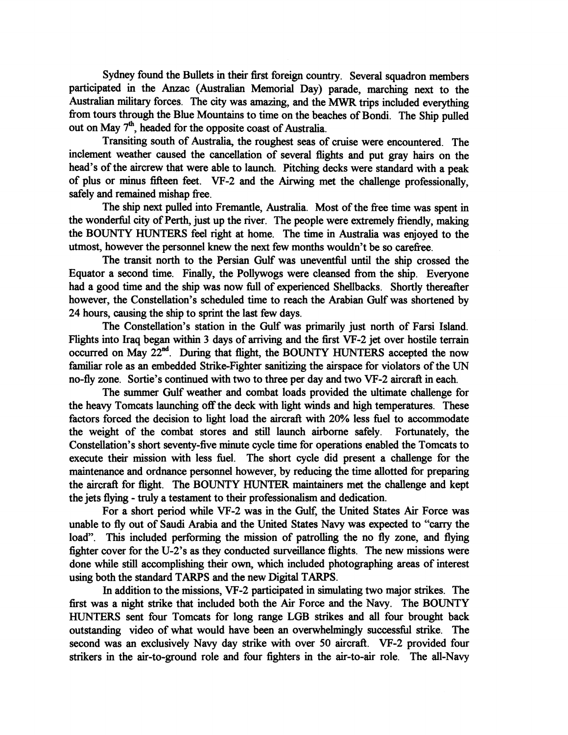Sydney found the Bullets in their first foreign country. Several squadron members participated in the Anzac (Australian Memorial Day) parade, marching next to the Australian military forces. The city was amazing, and the MWR trips included everything from tours through the Blue Mountains to time on the beaches of Bondi. The Ship pulled out on May 7th, headed for the opposite coast of Australia.

Transiting south of Australia, the roughest seas of cruise were encountered. The inclement weather caused the cancellation of several flights and put gray hairs on the head's of the aircrew that were able to launch. Pitching decks were standard with a peak of plus or minus fifteen feet. VF-2 and the Airwing met the challenge professionally, safely and remained mishap free.

The ship next pulled into Fremantle, Australia. Most of the free time was spent in the wonderful city of Perth, just up the river. The people were extremely friendly, making the BOUNTY HUNTERS feel right at home. The time in Australia was enjoyed to the utmost, however the personnel knew the next few months wouldn't be so carefree.

The transit north to the Persian Gulf was uneventful until the ship crossed the Equator a second time. Finally, the Pollywogs were cleansed from the ship. Everyone had a good time and the ship was now full of experienced Shellbacks. Shortly thereafter however, the Constellation's scheduled time to reach the Arabian Gulf was shortened by 24 hours, causing the ship to sprint the last few days.

The Constellation's station in the Gulf was primarily just north of Farsi Island. Flights into Iraq began within 3 days of arriving and the first VF-2 jet over hostile terrain occurred on May 22nd. During that flight, the BOUNTY HUNTERS accepted the now familiar role as an embedded Strike-Fighter sanitizing the airspace for violators of the UN no-fly zone. Sortie's continued with two to three per day and two VF-2 aircraft in each.

The summer Gulf weather and combat loads provided the ultimate challenge for the heavy Tomcats launching off the deck with light winds and high temperatures. These factors forced the decision to light load the aircraft with 20% less fuel to accommodate the weight of the combat stores and still launch airborne safely. Fortunately, the Constellation's short seventy-five minute cycle time for operations enabled the Tomcats to execute their mission with less fuel. The short cycle did present a challenge for the maintenance and ordnance personnel however, by reducing the time allotted for preparing the aircraft for flight. The BOUNTY HUNTER maintainers met the challenge and kept the jets flying - truly a testament to their professionalism and dedication.

For a short period while VF-2 was in the Gulf, the United States Air Force was unable to fly out of Saudi Arabia and the United States Navy was expected to "carry the load". This included performing the mission of patrolling the no fly zone, and flying fighter cover for the U-2's as they conducted surveillance flights. The new missions were done while still accomplishing their own, which included photographing areas of interest using both the standard TARPS and the new Digital TARPS.

In addition to the missions, VF-2 participated in simulating two major strikes. The first was a night strike that included both the Air Force and the Navy. The BOUNTY HUNTERS sent four Tomcats for long range LGB strikes and all four brought back outstanding video of what would have been an overwhelmingly successful strike. The second was an exclusively Navy day strike with over 50 aircraft. VF-2 provided four strikers in the air-to-ground role and four fighters in the air-to-air role. The all-Navy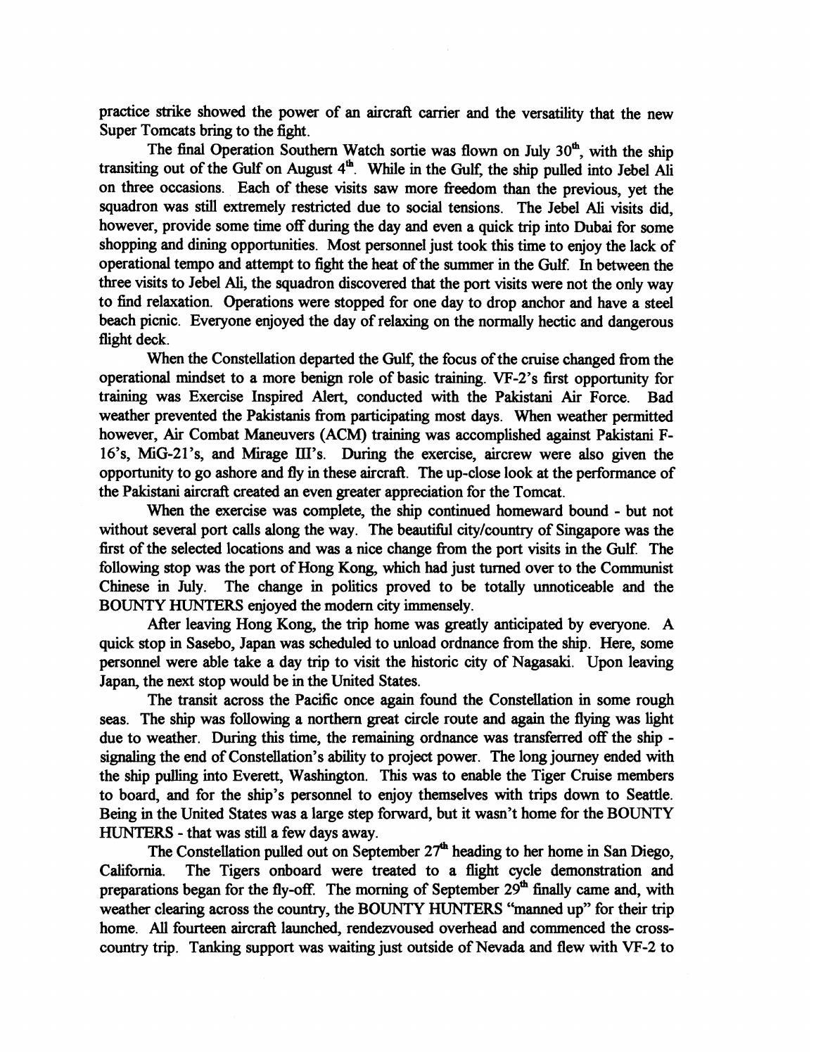practice strike showed the power of an aircraft carrier and the versatility that the new Super Tomcats bring to the fight.

The final Operation Southern Watch sortie was flown on July 30th, with the ship transiting out of the Gulf on August 4th. While in the Gulf, the ship pulled into Jebel Ali on three occasions. Each of these visits saw more freedom than the previous, yet the squadron was still extremely restricted due to social tensions. The Jebel Ali visits did, however, provide some time off during the day and even a quick trip into Dubai for some shopping and dining opportunities. Most personnel just took this time to enjoy the lack of operational tempo and attempt to fight the heat of the summer in the Gulf. In between the three visits to Jebel Ali, the squadron discovered that the port visits were not the only way to find relaxation. Operations were stopped for one day to drop anchor and have a steel beach picnic. Everyone enjoyed the day of relaxing on the normally hectic and dangerous flight deck.

When the Constellation departed the Gulf, the focus of the cruise changed from the operational mindset to a more benign role of basic training. VF-2's first opportunity for training was Exercise Inspired Alert, conducted with the Pakistani Air Force. Bad weather prevented the Pakistanis from participating most days. When weather permitted however, Air Combat Maneuvers (ACM) training was accomplished against Pakistani F-16's, MiG-21's, and Mirage III's. During the exercise, aircrew were also given the opportunity to go ashore and fly in these aircraft. The up-close look at the performance of the Pakistani aircraft created an even greater appreciation for the Tomcat.

When the exercise was complete, the ship continued homeward bound - but not without several port calls along the way. The beautiful city/country of Singapore was the first of the selected locations and was a nice change from the port visits in the Gulf. The following stop was the port of Hong Kong, which had just turned over to the Communist Chinese in July. The change in politics proved to be totally unnoticeable and the BOUNTY HUNTERS enjoyed the modern city immensely.

After leaving Hong Kong, the trip home was greatly anticipated by everyone. A quick stop in Sasebo, Japan was scheduled to unload ordnance from the ship. Here, some personnel were able take a day trip to visit the historic city of Nagasaki. Upon leaving Japan, the next stop would be in the United States.

The transit across the Pacific once again found the Constellation in some rough seas. The ship was following a northern great circle route and again the flying was light due to weather. During this time, the remaining ordnance was transferred off the ship - signaling the end of Constellation's ability to project power. The long journey ended with the ship pulling into Everett, Washington. This was to enable the Tiger Cruise members to board, and for the ship's personnel to enjoy themselves with trips down to Seattle. Being in the United States was a large step forward, but it wasn't home for the BOUNTY HUNTERS - that was still a few days away.

The Constellation pulled out on September 27th heading to her home in San Diego, California. The Tigers onboard were treated to a flight cycle demonstration and preparations began for the fly-off. The morning of September 29th finally came and, with weather clearing across the country, the BOUNTY HUNTERS "manned up" for their trip home. All fourteen aircraft launched, rendezvoused overhead and commenced the cross-country trip. Tanking support was waiting just outside of Nevada and flew with VF-2 to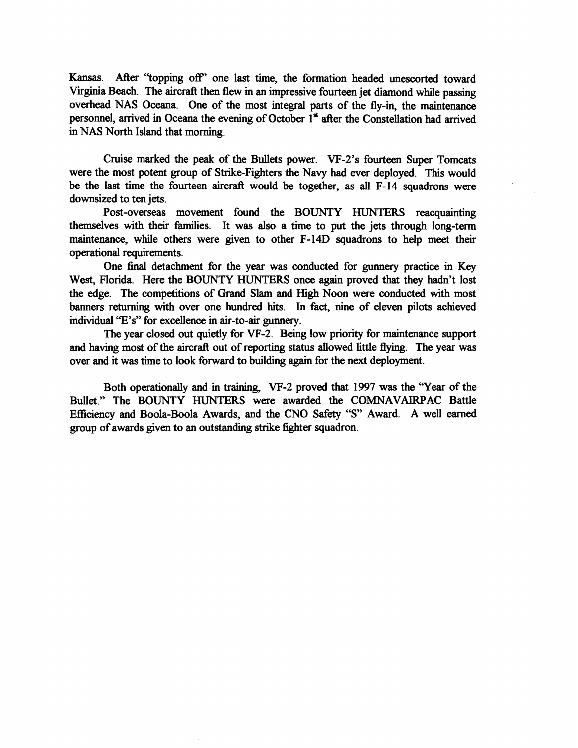Kansas. After "topping off" one last time, the formation headed unescorted toward Virginia Beach. The aircraft then flew in an impressive fourteen jet diamond while passing overhead NAS Oceana. One of the most integral parts of the fly-in, the maintenance personnel, arrived in Oceana the evening of October 1st after the Constellation had arrived in NAS North Island that morning.

Cruise marked the peak of the Bullets power. VF-2's fourteen Super Tomcats were the most potent group of Strike-Fighters the Navy had ever deployed. This would be the last time the fourteen aircraft would be together, as all F-14 squadrons were downsized to ten jets.

Post-overseas movement found the BOUNTY HUNTERS reacquainting themselves with their families. It was also a time to put the jets through long-term maintenance, while others were given to other F-14D squadrons to help meet their operational requirements.

One final detachment for the year was conducted for gunnery practice in Key West, Florida. Here the BOUNTY HUNTERS once again proved that they hadn't lost the edge. The competitions of Grand Slam and High Noon were conducted with most banners returning with over one hundred hits. In fact, nine of eleven pilots achieved individual "E's" for excellence in air-to-air gunnery.

The year closed out quietly for VF-2. Being low priority for maintenance support and having most of the aircraft out of reporting status allowed little flying. The year was over and it was time to look forward to building again for the next deployment.

Both operationally and in training, VF-2 proved that 1997 was the "Year of the Bullet." The BOUNTY HUNTERS were awarded the COMNAVAIRPAC Battle Efficiency and Boola-Boola Awards, and the CNO Safety "S" Award. A well earned group of awards given to an outstanding strike fighter squadron.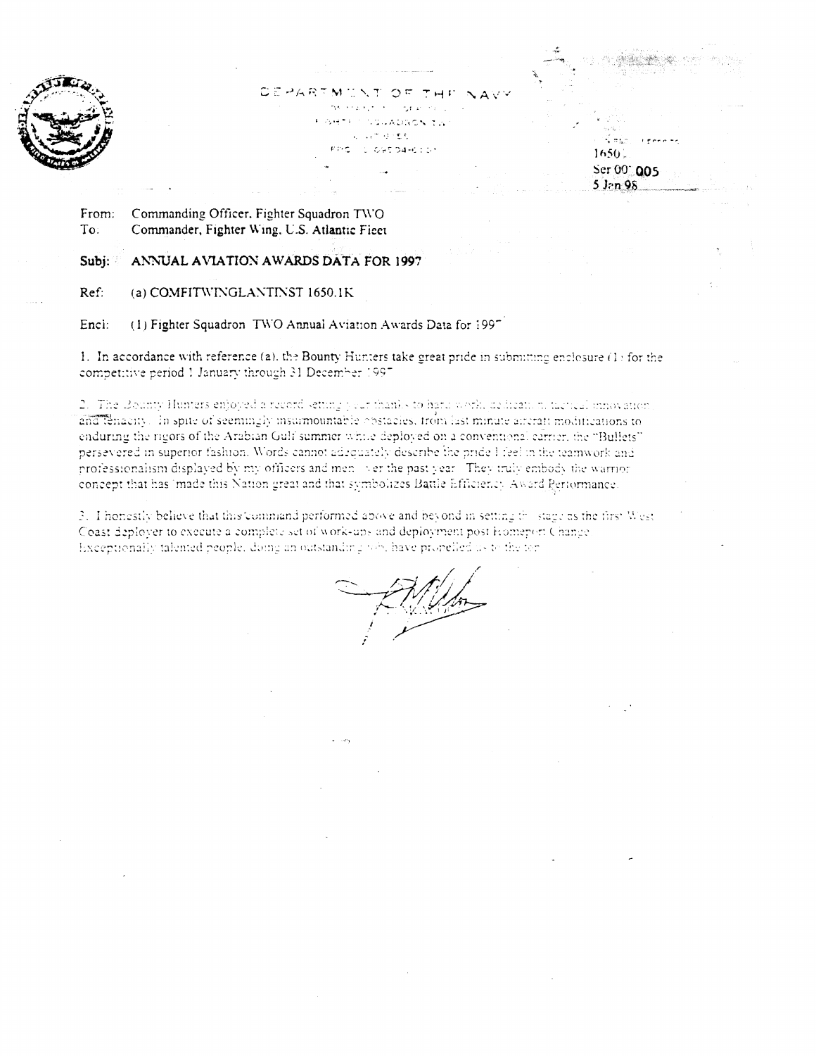DEPARTMENT OF THE NAVY

FIGHTER SQUADRON TWO

1650

Ser 00/005

5 Jan 98

From: Commanding Officer, Fighter Squadron TWO
To: Commander, Fighter Wing, U.S. Atlantic Fleet

**Subj: ANNUAL AVIATION AWARDS DATA FOR 1997**

Ref: (a) COMFITWINGLANTINST 1650.1K

Encl: (1) Fighter Squadron TWO Annual Aviation Awards Data for 1997

1. In accordance with reference (a), the Bounty Hunters take great pride in submitting enclosure (1) for the competitive period 1 January through 31 December 1997.

2. The Bounty Hunters enjoyed a record setting year thanks to hard work, dedication, tactical innovation and tenacity. In spite of seemingly insurmountable obstacles, from last minute aircraft modifications to enduring the rigors of the Arabian Gulf summer while deployed on a conventional carrier, the "Bullets" persevered in superior fashion. Words cannot adequately describe the pride I feel in the teamwork and professionalism displayed by my officers and men over the past year. They truly embody the warrior concept that has made this Nation great and that symbolizes Battle Efficiency Award Performance.

3. I honestly believe that this command performed above and beyond in setting the stage as the first West Coast deployer to execute a complete set of work-ups and deployment post Homeport Change. Exceptionally talented people, doing an outstanding job, have propelled us to the top.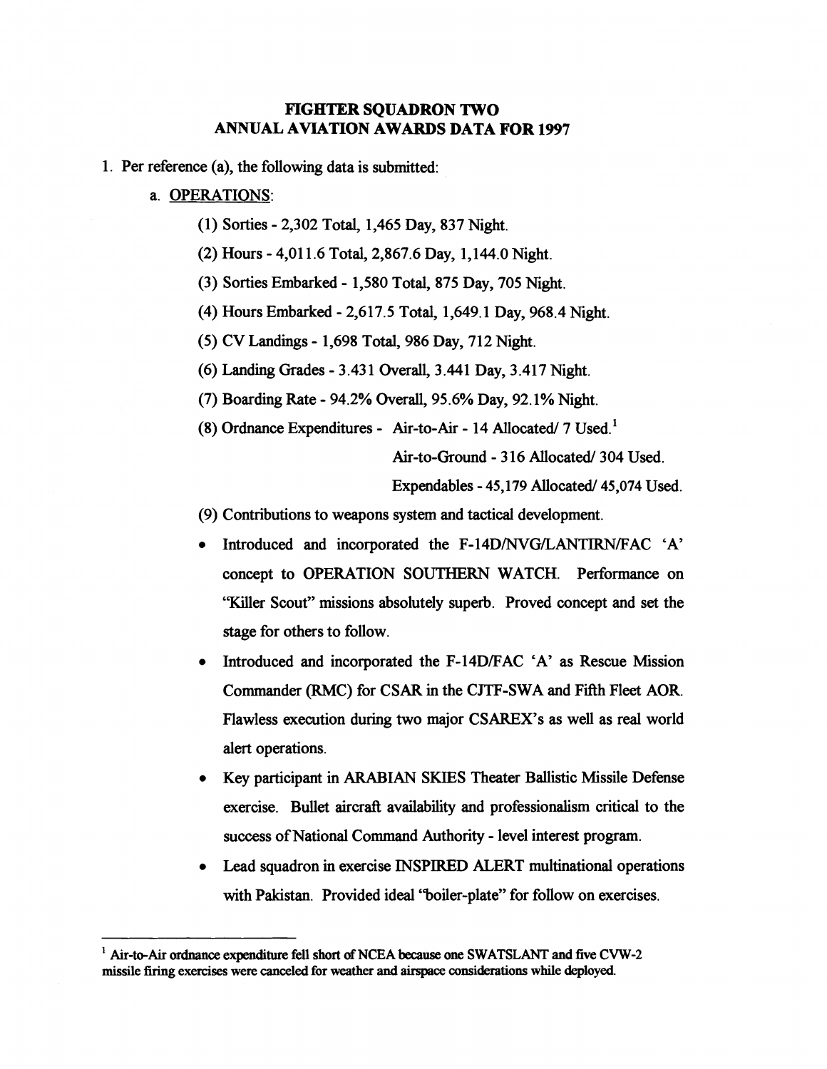# FIGHTER SQUADRON TWO
## ANNUAL AVIATION AWARDS DATA FOR 1997

1. Per reference (a), the following data is submitted:

   a. <u>OPERATIONS</u>:

      (1) Sorties - 2,302 Total, 1,465 Day, 837 Night.

      (2) Hours - 4,011.6 Total, 2,867.6 Day, 1,144.0 Night.

      (3) Sorties Embarked - 1,580 Total, 875 Day, 705 Night.

      (4) Hours Embarked - 2,617.5 Total, 1,649.1 Day, 968.4 Night.

      (5) CV Landings - 1,698 Total, 986 Day, 712 Night.

      (6) Landing Grades - 3.431 Overall, 3.441 Day, 3.417 Night.

      (7) Boarding Rate - 94.2% Overall, 95.6% Day, 92.1% Night.

      (8) Ordnance Expenditures - Air-to-Air - 14 Allocated/ 7 Used.[1]

      Air-to-Ground - 316 Allocated/ 304 Used.

      Expendables - 45,179 Allocated/ 45,074 Used.

      (9) Contributions to weapons system and tactical development.

      - Introduced and incorporated the F-14D/NVG/LANTIRN/FAC 'A' concept to OPERATION SOUTHERN WATCH. Performance on "Killer Scout" missions absolutely superb. Proved concept and set the stage for others to follow.
      - Introduced and incorporated the F-14D/FAC 'A' as Rescue Mission Commander (RMC) for CSAR in the CJTF-SWA and Fifth Fleet AOR. Flawless execution during two major CSAREX's as well as real world alert operations.
      - Key participant in ARABIAN SKIES Theater Ballistic Missile Defense exercise. Bullet aircraft availability and professionalism critical to the success of National Command Authority - level interest program.
      - Lead squadron in exercise INSPIRED ALERT multinational operations with Pakistan. Provided ideal "boiler-plate" for follow on exercises.

---

[1] Air-to-Air ordnance expenditure fell short of NCEA because one SWATSLANT and five CVW-2 missile firing exercises were canceled for weather and airspace considerations while deployed.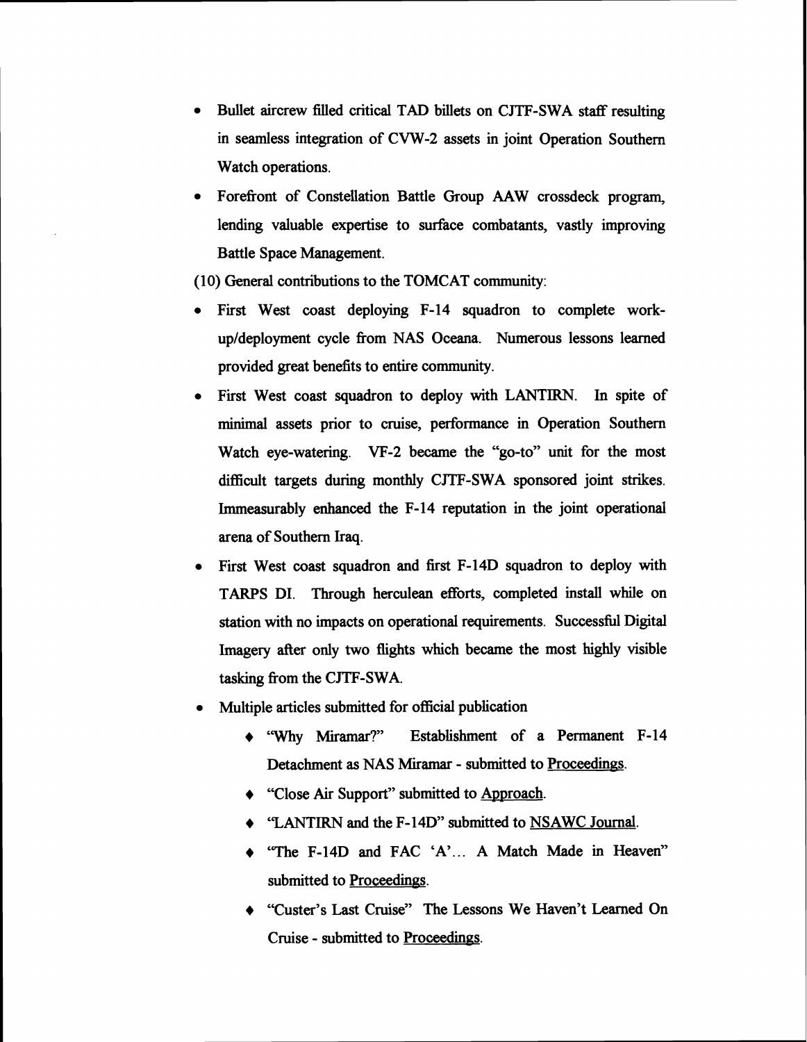- Bullet aircrew filled critical TAD billets on CJTF-SWA staff resulting in seamless integration of CVW-2 assets in joint Operation Southern Watch operations.
- Forefront of Constellation Battle Group AAW crossdeck program, lending valuable expertise to surface combatants, vastly improving Battle Space Management.

(10) General contributions to the TOMCAT community:

- First West coast deploying F-14 squadron to complete work-up/deployment cycle from NAS Oceana. Numerous lessons learned provided great benefits to entire community.
- First West coast squadron to deploy with LANTIRN. In spite of minimal assets prior to cruise, performance in Operation Southern Watch eye-watering. VF-2 became the "go-to" unit for the most difficult targets during monthly CJTF-SWA sponsored joint strikes. Immeasurably enhanced the F-14 reputation in the joint operational arena of Southern Iraq.
- First West coast squadron and first F-14D squadron to deploy with TARPS DI. Through herculean efforts, completed install while on station with no impacts on operational requirements. Successful Digital Imagery after only two flights which became the most highly visible tasking from the CJTF-SWA.
- Multiple articles submitted for official publication
  - "Why Miramar?" Establishment of a Permanent F-14 Detachment as NAS Miramar - submitted to <u>Proceedings</u>.
  - "Close Air Support" submitted to <u>Approach</u>.
  - "LANTIRN and the F-14D" submitted to <u>NSAWC Journal</u>.
  - "The F-14D and FAC 'A'... A Match Made in Heaven" submitted to <u>Proceedings</u>.
  - "Custer's Last Cruise" The Lessons We Haven't Learned On Cruise - submitted to <u>Proceedings</u>.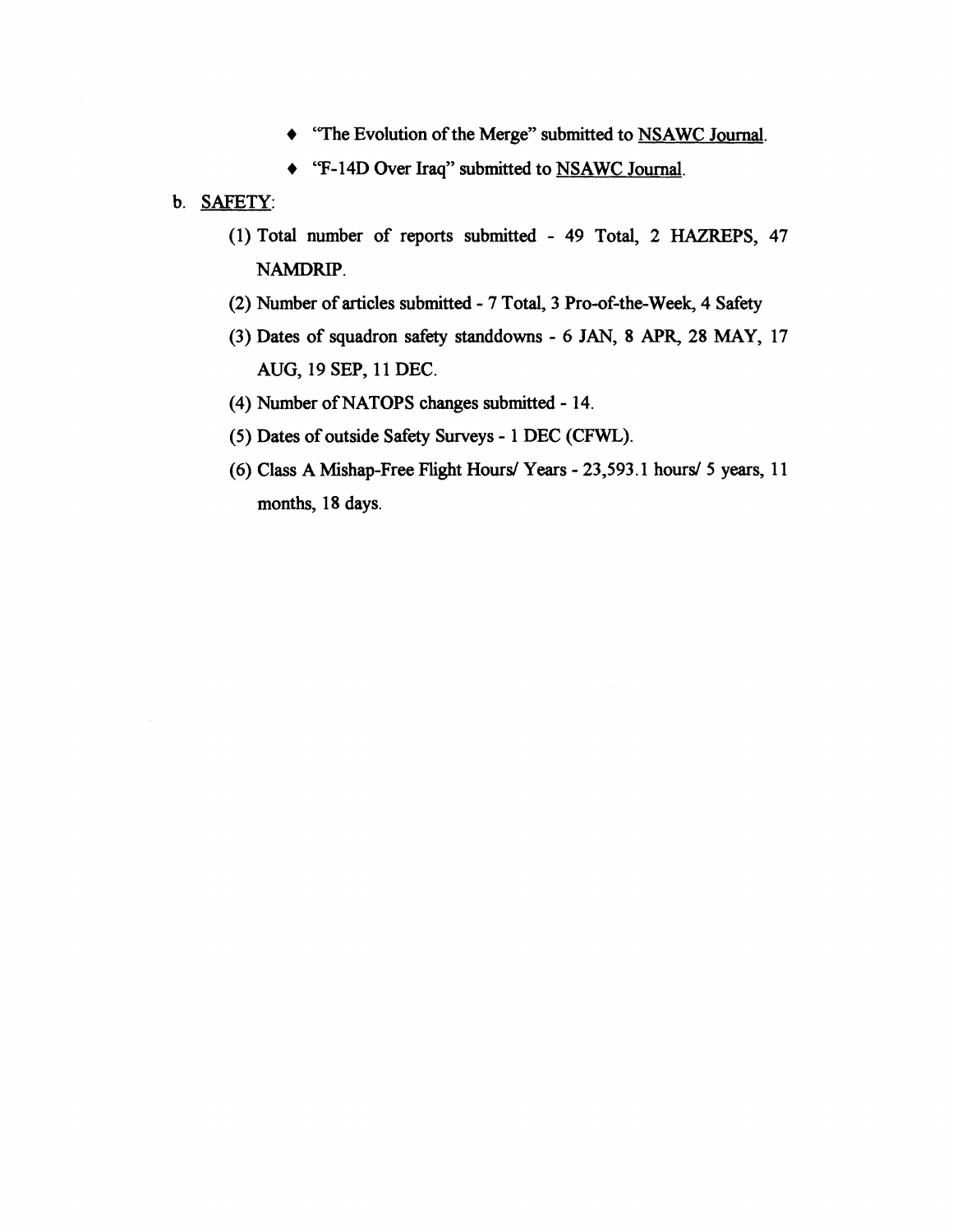- "The Evolution of the Merge" submitted to NSAWC Journal.
- "F-14D Over Iraq" submitted to NSAWC Journal.

b. SAFETY:

(1) Total number of reports submitted - 49 Total, 2 HAZREPS, 47 NAMDRIP.

(2) Number of articles submitted - 7 Total, 3 Pro-of-the-Week, 4 Safety

(3) Dates of squadron safety standdowns - 6 JAN, 8 APR, 28 MAY, 17 AUG, 19 SEP, 11 DEC.

(4) Number of NATOPS changes submitted - 14.

(5) Dates of outside Safety Surveys - 1 DEC (CFWL).

(6) Class A Mishap-Free Flight Hours/ Years - 23,593.1 hours/ 5 years, 11 months, 18 days.